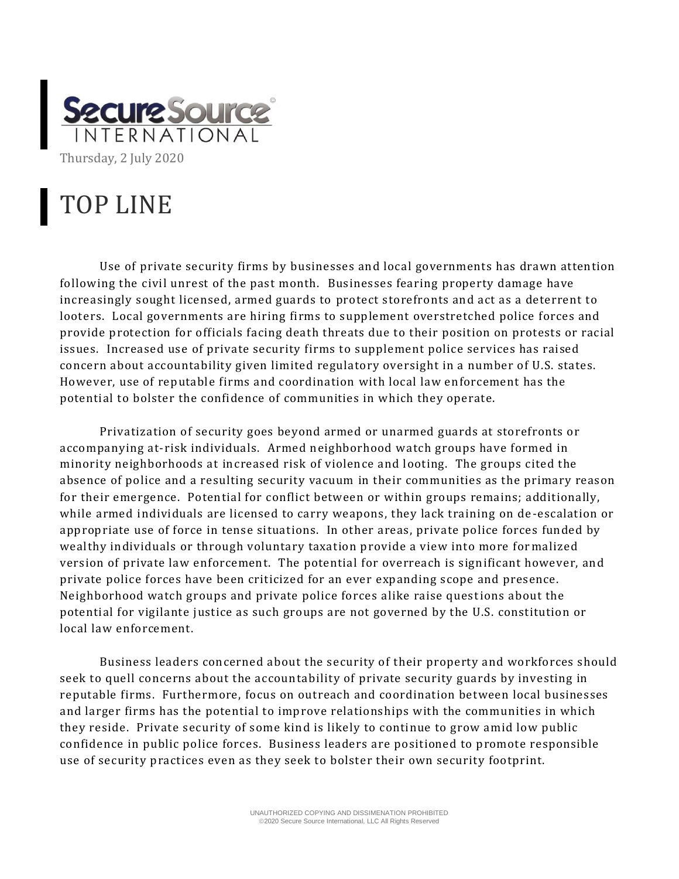SecureSource© INTERNATIONAL

Thursday, 2 July 2020

# TOP LINE

Use of private security firms by businesses and local governments has drawn attention following the civil unrest of the past month. Businesses fearing property damage have increasingly sought licensed, armed guards to protect storefronts and act as a deterrent to looters. Local governments are hiring firms to supplement overstretched police forces and provide protection for officials facing death threats due to their position on protests or racial issues. Increased use of private security firms to supplement police services has raised concern about accountability given limited regulatory oversight in a number of U.S. states. However, use of reputable firms and coordination with local law enforcement has the potential to bolster the confidence of communities in which they operate.

Privatization of security goes beyond armed or unarmed guards at storefronts or accompanying at-risk individuals. Armed neighborhood watch groups have formed in minority neighborhoods at increased risk of violence and looting. The groups cited the absence of police and a resulting security vacuum in their communities as the primary reason for their emergence. Potential for conflict between or within groups remains; additionally, while armed individuals are licensed to carry weapons, they lack training on de-escalation or appropriate use of force in tense situations. In other areas, private police forces funded by wealthy individuals or through voluntary taxation provide a view into more formalized version of private law enforcement. The potential for overreach is significant however, and private police forces have been criticized for an ever expanding scope and presence. Neighborhood watch groups and private police forces alike raise questions about the potential for vigilante justice as such groups are not governed by the U.S. constitution or local law enforcement.

Business leaders concerned about the security of their property and workforces should seek to quell concerns about the accountability of private security guards by investing in reputable firms. Furthermore, focus on outreach and coordination between local businesses and larger firms has the potential to improve relationships with the communities in which they reside. Private security of some kind is likely to continue to grow amid low public confidence in public police forces. Business leaders are positioned to promote responsible use of security practices even as they seek to bolster their own security footprint.

UNAUTHORIZED COPYING AND DISSIMENATION PROHIBITED
©2020 Secure Source International, LLC All Rights Reserved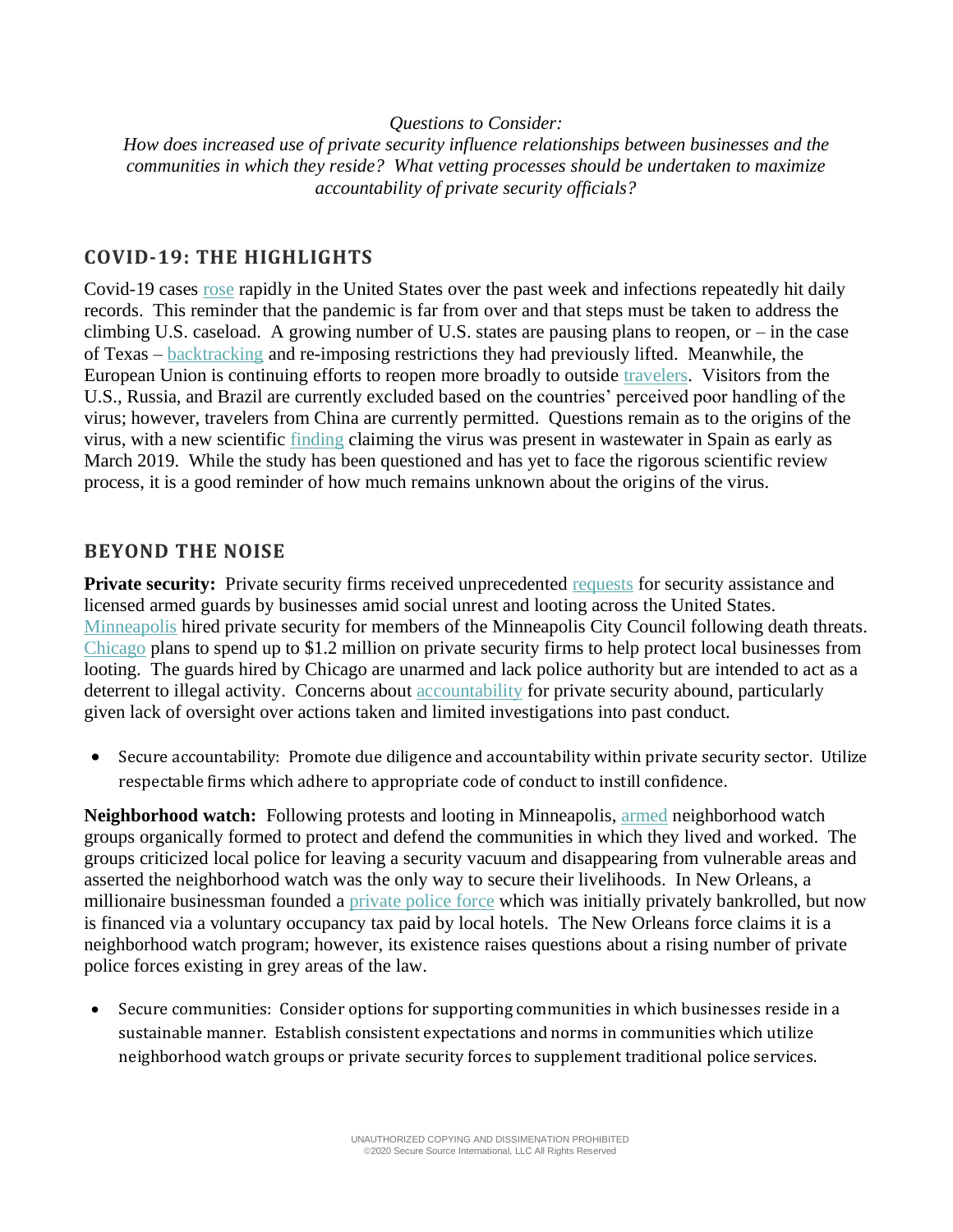*Questions to Consider:*
*How does increased use of private security influence relationships between businesses and the communities in which they reside? What vetting processes should be undertaken to maximize accountability of private security officials?*

## COVID-19: THE HIGHLIGHTS

Covid-19 cases rose rapidly in the United States over the past week and infections repeatedly hit daily records. This reminder that the pandemic is far from over and that steps must be taken to address the climbing U.S. caseload. A growing number of U.S. states are pausing plans to reopen, or – in the case of Texas – backtracking and re-imposing restrictions they had previously lifted. Meanwhile, the European Union is continuing efforts to reopen more broadly to outside travelers. Visitors from the U.S., Russia, and Brazil are currently excluded based on the countries' perceived poor handling of the virus; however, travelers from China are currently permitted. Questions remain as to the origins of the virus, with a new scientific finding claiming the virus was present in wastewater in Spain as early as March 2019. While the study has been questioned and has yet to face the rigorous scientific review process, it is a good reminder of how much remains unknown about the origins of the virus.

## BEYOND THE NOISE

**Private security:** Private security firms received unprecedented requests for security assistance and licensed armed guards by businesses amid social unrest and looting across the United States. Minneapolis hired private security for members of the Minneapolis City Council following death threats. Chicago plans to spend up to $1.2 million on private security firms to help protect local businesses from looting. The guards hired by Chicago are unarmed and lack police authority but are intended to act as a deterrent to illegal activity. Concerns about accountability for private security abound, particularly given lack of oversight over actions taken and limited investigations into past conduct.

- Secure accountability: Promote due diligence and accountability within private security sector. Utilize respectable firms which adhere to appropriate code of conduct to instill confidence.

**Neighborhood watch:** Following protests and looting in Minneapolis, armed neighborhood watch groups organically formed to protect and defend the communities in which they lived and worked. The groups criticized local police for leaving a security vacuum and disappearing from vulnerable areas and asserted the neighborhood watch was the only way to secure their livelihoods. In New Orleans, a millionaire businessman founded a private police force which was initially privately bankrolled, but now is financed via a voluntary occupancy tax paid by local hotels. The New Orleans force claims it is a neighborhood watch program; however, its existence raises questions about a rising number of private police forces existing in grey areas of the law.

- Secure communities: Consider options for supporting communities in which businesses reside in a sustainable manner. Establish consistent expectations and norms in communities which utilize neighborhood watch groups or private security forces to supplement traditional police services.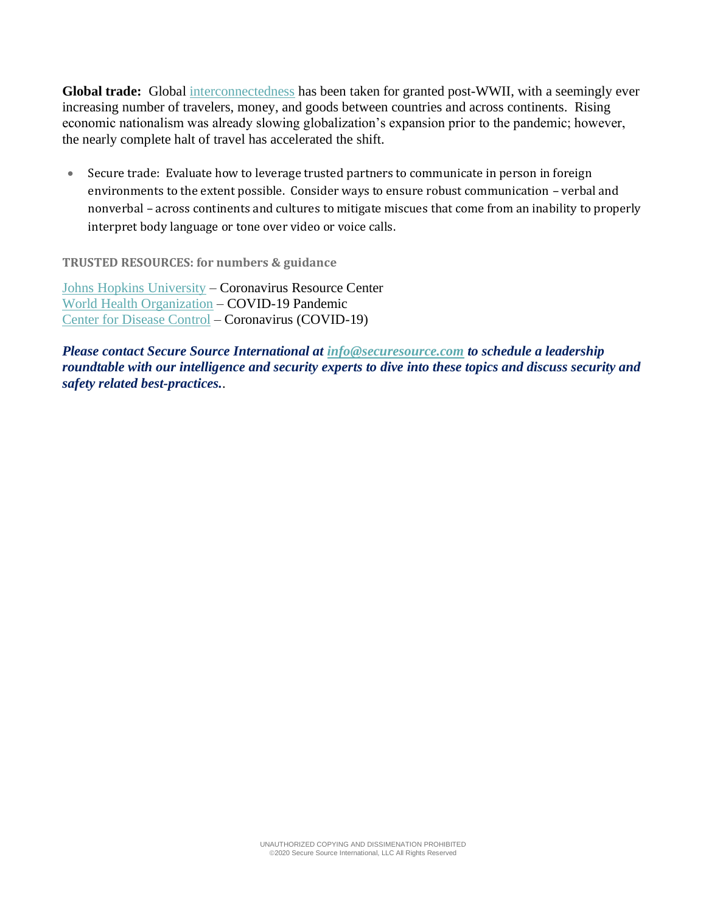**Global trade:** Global interconnectedness has been taken for granted post-WWII, with a seemingly ever increasing number of travelers, money, and goods between countries and across continents. Rising economic nationalism was already slowing globalization's expansion prior to the pandemic; however, the nearly complete halt of travel has accelerated the shift.

- Secure trade: Evaluate how to leverage trusted partners to communicate in person in foreign environments to the extent possible. Consider ways to ensure robust communication – verbal and nonverbal – across continents and cultures to mitigate miscues that come from an inability to properly interpret body language or tone over video or voice calls.

**TRUSTED RESOURCES: for numbers & guidance**

Johns Hopkins University – Coronavirus Resource Center
World Health Organization – COVID-19 Pandemic
Center for Disease Control – Coronavirus (COVID-19)

***Please contact Secure Source International at info@securesource.com to schedule a leadership roundtable with our intelligence and security experts to dive into these topics and discuss security and safety related best-practices.***.

UNAUTHORIZED COPYING AND DISSIMENATION PROHIBITED
©2020 Secure Source International, LLC All Rights Reserved